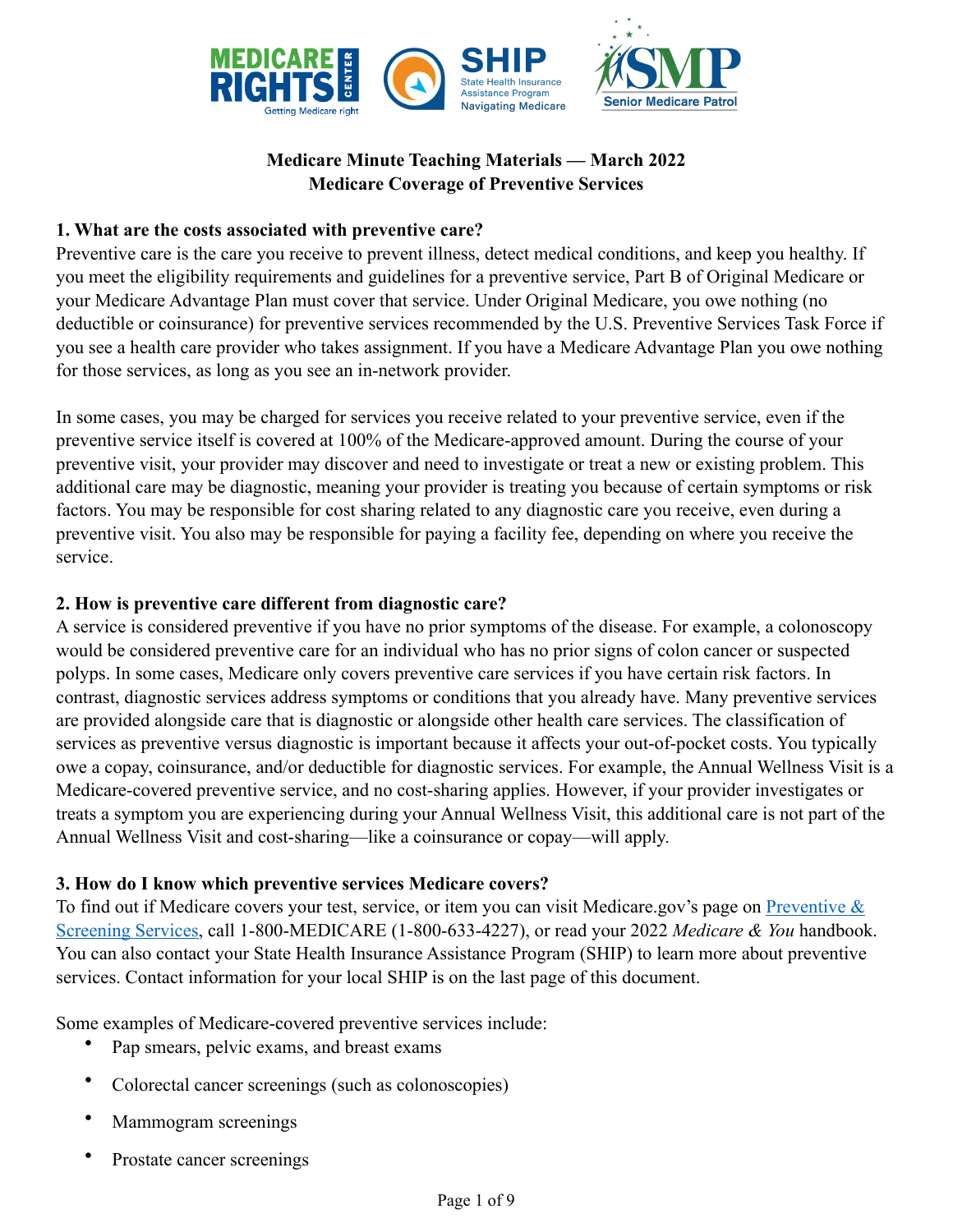**Medicare Minute Teaching Materials — March 2022**
**Medicare Coverage of Preventive Services**

### 1. What are the costs associated with preventive care?

Preventive care is the care you receive to prevent illness, detect medical conditions, and keep you healthy. If you meet the eligibility requirements and guidelines for a preventive service, Part B of Original Medicare or your Medicare Advantage Plan must cover that service. Under Original Medicare, you owe nothing (no deductible or coinsurance) for preventive services recommended by the U.S. Preventive Services Task Force if you see a health care provider who takes assignment. If you have a Medicare Advantage Plan you owe nothing for those services, as long as you see an in-network provider.

In some cases, you may be charged for services you receive related to your preventive service, even if the preventive service itself is covered at 100% of the Medicare-approved amount. During the course of your preventive visit, your provider may discover and need to investigate or treat a new or existing problem. This additional care may be diagnostic, meaning your provider is treating you because of certain symptoms or risk factors. You may be responsible for cost sharing related to any diagnostic care you receive, even during a preventive visit. You also may be responsible for paying a facility fee, depending on where you receive the service.

### 2. How is preventive care different from diagnostic care?

A service is considered preventive if you have no prior symptoms of the disease. For example, a colonoscopy would be considered preventive care for an individual who has no prior signs of colon cancer or suspected polyps. In some cases, Medicare only covers preventive care services if you have certain risk factors. In contrast, diagnostic services address symptoms or conditions that you already have. Many preventive services are provided alongside care that is diagnostic or alongside other health care services. The classification of services as preventive versus diagnostic is important because it affects your out-of-pocket costs. You typically owe a copay, coinsurance, and/or deductible for diagnostic services. For example, the Annual Wellness Visit is a Medicare-covered preventive service, and no cost-sharing applies. However, if your provider investigates or treats a symptom you are experiencing during your Annual Wellness Visit, this additional care is not part of the Annual Wellness Visit and cost-sharing—like a coinsurance or copay—will apply.

### 3. How do I know which preventive services Medicare covers?

To find out if Medicare covers your test, service, or item you can visit Medicare.gov's page on [Preventive & Screening Services](), call 1-800-MEDICARE (1-800-633-4227), or read your 2022 *Medicare & You* handbook. You can also contact your State Health Insurance Assistance Program (SHIP) to learn more about preventive services. Contact information for your local SHIP is on the last page of this document.

Some examples of Medicare-covered preventive services include:

- Pap smears, pelvic exams, and breast exams
- Colorectal cancer screenings (such as colonoscopies)
- Mammogram screenings
- Prostate cancer screenings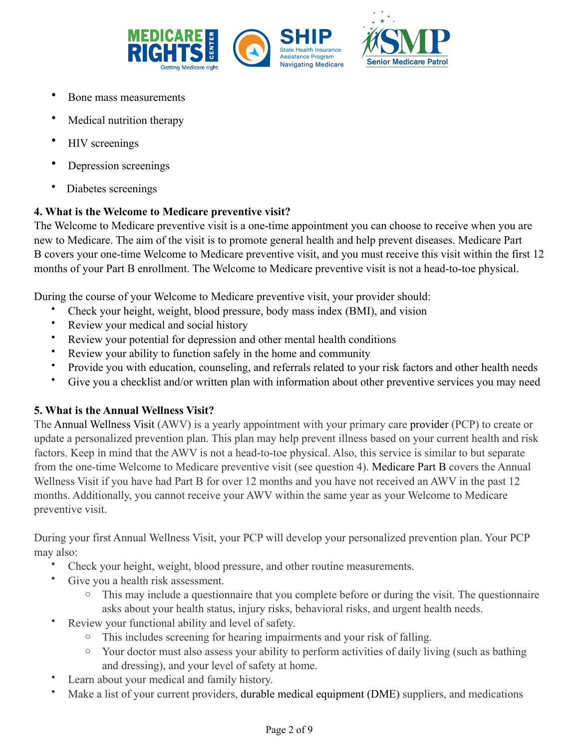- Bone mass measurements
- Medical nutrition therapy
- HIV screenings
- Depression screenings
- Diabetes screenings

**4. What is the Welcome to Medicare preventive visit?**

The Welcome to Medicare preventive visit is a one-time appointment you can choose to receive when you are new to Medicare. The aim of the visit is to promote general health and help prevent diseases. Medicare Part B covers your one-time Welcome to Medicare preventive visit, and you must receive this visit within the first 12 months of your Part B enrollment. The Welcome to Medicare preventive visit is not a head-to-toe physical.

During the course of your Welcome to Medicare preventive visit, your provider should:

- Check your height, weight, blood pressure, body mass index (BMI), and vision
- Review your medical and social history
- Review your potential for depression and other mental health conditions
- Review your ability to function safely in the home and community
- Provide you with education, counseling, and referrals related to your risk factors and other health needs
- Give you a checklist and/or written plan with information about other preventive services you may need

**5. What is the Annual Wellness Visit?**

The Annual Wellness Visit (AWV) is a yearly appointment with your primary care provider (PCP) to create or update a personalized prevention plan. This plan may help prevent illness based on your current health and risk factors. Keep in mind that the AWV is not a head-to-toe physical. Also, this service is similar to but separate from the one-time Welcome to Medicare preventive visit (see question 4). Medicare Part B covers the Annual Wellness Visit if you have had Part B for over 12 months and you have not received an AWV in the past 12 months. Additionally, you cannot receive your AWV within the same year as your Welcome to Medicare preventive visit.

During your first Annual Wellness Visit, your PCP will develop your personalized prevention plan. Your PCP may also:

- Check your height, weight, blood pressure, and other routine measurements.
- Give you a health risk assessment.
  - This may include a questionnaire that you complete before or during the visit. The questionnaire asks about your health status, injury risks, behavioral risks, and urgent health needs.
- Review your functional ability and level of safety.
  - This includes screening for hearing impairments and your risk of falling.
  - Your doctor must also assess your ability to perform activities of daily living (such as bathing and dressing), and your level of safety at home.
- Learn about your medical and family history.
- Make a list of your current providers, durable medical equipment (DME) suppliers, and medications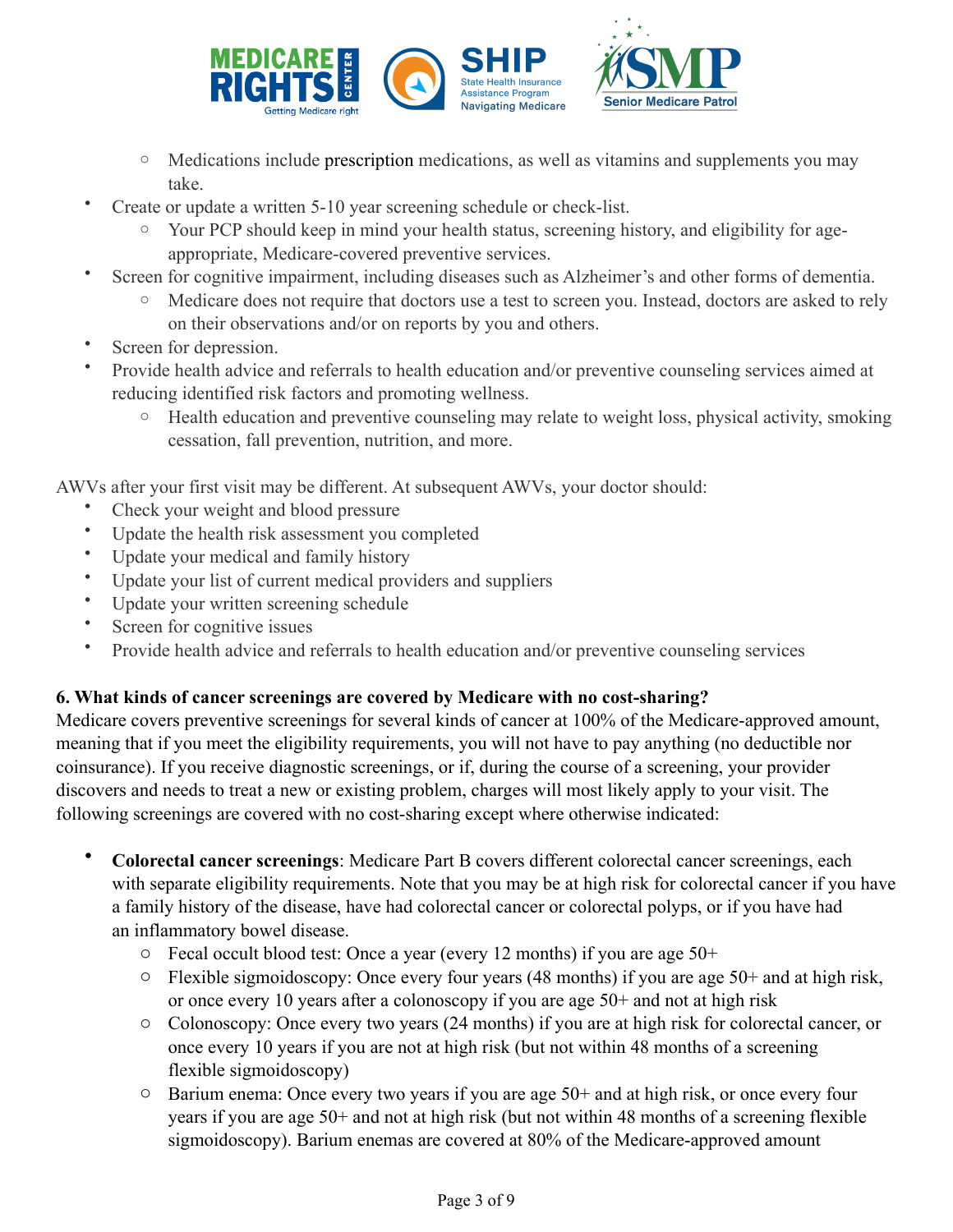- Medications include prescription medications, as well as vitamins and supplements you may take.
- Create or update a written 5-10 year screening schedule or check-list.
    - Your PCP should keep in mind your health status, screening history, and eligibility for age-appropriate, Medicare-covered preventive services.
- Screen for cognitive impairment, including diseases such as Alzheimer's and other forms of dementia.
    - Medicare does not require that doctors use a test to screen you. Instead, doctors are asked to rely on their observations and/or on reports by you and others.
- Screen for depression.
- Provide health advice and referrals to health education and/or preventive counseling services aimed at reducing identified risk factors and promoting wellness.
    - Health education and preventive counseling may relate to weight loss, physical activity, smoking cessation, fall prevention, nutrition, and more.

AWVs after your first visit may be different. At subsequent AWVs, your doctor should:

- Check your weight and blood pressure
- Update the health risk assessment you completed
- Update your medical and family history
- Update your list of current medical providers and suppliers
- Update your written screening schedule
- Screen for cognitive issues
- Provide health advice and referrals to health education and/or preventive counseling services

**6. What kinds of cancer screenings are covered by Medicare with no cost-sharing?**

Medicare covers preventive screenings for several kinds of cancer at 100% of the Medicare-approved amount, meaning that if you meet the eligibility requirements, you will not have to pay anything (no deductible nor coinsurance). If you receive diagnostic screenings, or if, during the course of a screening, your provider discovers and needs to treat a new or existing problem, charges will most likely apply to your visit. The following screenings are covered with no cost-sharing except where otherwise indicated:

- **Colorectal cancer screenings**: Medicare Part B covers different colorectal cancer screenings, each with separate eligibility requirements. Note that you may be at high risk for colorectal cancer if you have a family history of the disease, have had colorectal cancer or colorectal polyps, or if you have had an inflammatory bowel disease.
    - Fecal occult blood test: Once a year (every 12 months) if you are age 50+
    - Flexible sigmoidoscopy: Once every four years (48 months) if you are age 50+ and at high risk, or once every 10 years after a colonoscopy if you are age 50+ and not at high risk
    - Colonoscopy: Once every two years (24 months) if you are at high risk for colorectal cancer, or once every 10 years if you are not at high risk (but not within 48 months of a screening flexible sigmoidoscopy)
    - Barium enema: Once every two years if you are age 50+ and at high risk, or once every four years if you are age 50+ and not at high risk (but not within 48 months of a screening flexible sigmoidoscopy). Barium enemas are covered at 80% of the Medicare-approved amount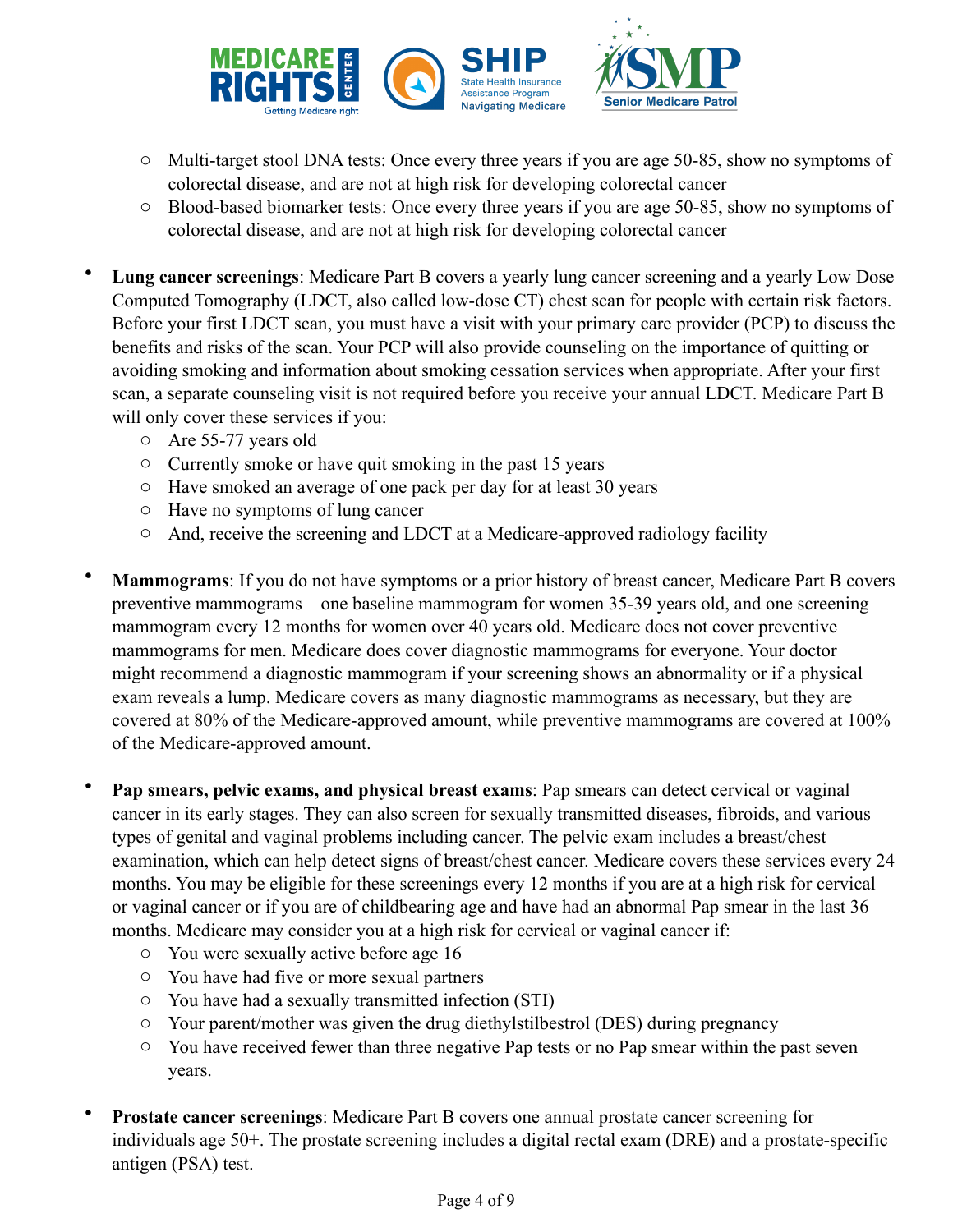- Multi-target stool DNA tests: Once every three years if you are age 50-85, show no symptoms of colorectal disease, and are not at high risk for developing colorectal cancer
- Blood-based biomarker tests: Once every three years if you are age 50-85, show no symptoms of colorectal disease, and are not at high risk for developing colorectal cancer

- **Lung cancer screenings**: Medicare Part B covers a yearly lung cancer screening and a yearly Low Dose Computed Tomography (LDCT, also called low-dose CT) chest scan for people with certain risk factors. Before your first LDCT scan, you must have a visit with your primary care provider (PCP) to discuss the benefits and risks of the scan. Your PCP will also provide counseling on the importance of quitting or avoiding smoking and information about smoking cessation services when appropriate. After your first scan, a separate counseling visit is not required before you receive your annual LDCT. Medicare Part B will only cover these services if you:
  - Are 55-77 years old
  - Currently smoke or have quit smoking in the past 15 years
  - Have smoked an average of one pack per day for at least 30 years
  - Have no symptoms of lung cancer
  - And, receive the screening and LDCT at a Medicare-approved radiology facility

- **Mammograms**: If you do not have symptoms or a prior history of breast cancer, Medicare Part B covers preventive mammograms—one baseline mammogram for women 35-39 years old, and one screening mammogram every 12 months for women over 40 years old. Medicare does not cover preventive mammograms for men. Medicare does cover diagnostic mammograms for everyone. Your doctor might recommend a diagnostic mammogram if your screening shows an abnormality or if a physical exam reveals a lump. Medicare covers as many diagnostic mammograms as necessary, but they are covered at 80% of the Medicare-approved amount, while preventive mammograms are covered at 100% of the Medicare-approved amount.

- **Pap smears, pelvic exams, and physical breast exams**: Pap smears can detect cervical or vaginal cancer in its early stages. They can also screen for sexually transmitted diseases, fibroids, and various types of genital and vaginal problems including cancer. The pelvic exam includes a breast/chest examination, which can help detect signs of breast/chest cancer. Medicare covers these services every 24 months. You may be eligible for these screenings every 12 months if you are at a high risk for cervical or vaginal cancer or if you are of childbearing age and have had an abnormal Pap smear in the last 36 months. Medicare may consider you at a high risk for cervical or vaginal cancer if:
  - You were sexually active before age 16
  - You have had five or more sexual partners
  - You have had a sexually transmitted infection (STI)
  - Your parent/mother was given the drug diethylstilbestrol (DES) during pregnancy
  - You have received fewer than three negative Pap tests or no Pap smear within the past seven years.

- **Prostate cancer screenings**: Medicare Part B covers one annual prostate cancer screening for individuals age 50+. The prostate screening includes a digital rectal exam (DRE) and a prostate-specific antigen (PSA) test.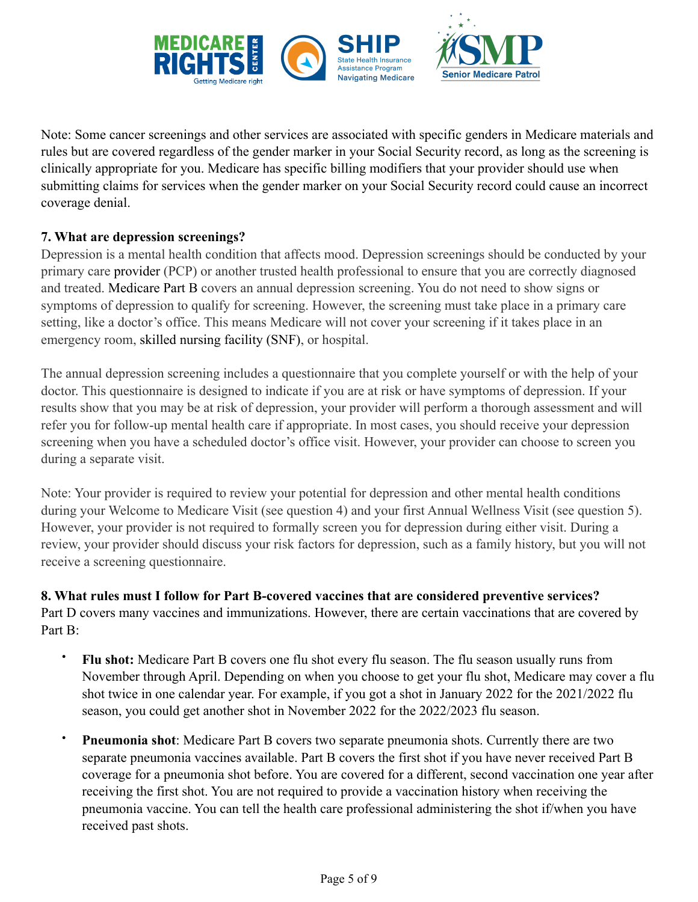Note: Some cancer screenings and other services are associated with specific genders in Medicare materials and rules but are covered regardless of the gender marker in your Social Security record, as long as the screening is clinically appropriate for you. Medicare has specific billing modifiers that your provider should use when submitting claims for services when the gender marker on your Social Security record could cause an incorrect coverage denial.

**7. What are depression screenings?**

Depression is a mental health condition that affects mood. Depression screenings should be conducted by your primary care provider (PCP) or another trusted health professional to ensure that you are correctly diagnosed and treated. Medicare Part B covers an annual depression screening. You do not need to show signs or symptoms of depression to qualify for screening. However, the screening must take place in a primary care setting, like a doctor's office. This means Medicare will not cover your screening if it takes place in an emergency room, skilled nursing facility (SNF), or hospital.

The annual depression screening includes a questionnaire that you complete yourself or with the help of your doctor. This questionnaire is designed to indicate if you are at risk or have symptoms of depression. If your results show that you may be at risk of depression, your provider will perform a thorough assessment and will refer you for follow-up mental health care if appropriate. In most cases, you should receive your depression screening when you have a scheduled doctor's office visit. However, your provider can choose to screen you during a separate visit.

Note: Your provider is required to review your potential for depression and other mental health conditions during your Welcome to Medicare Visit (see question 4) and your first Annual Wellness Visit (see question 5). However, your provider is not required to formally screen you for depression during either visit. During a review, your provider should discuss your risk factors for depression, such as a family history, but you will not receive a screening questionnaire.

**8. What rules must I follow for Part B-covered vaccines that are considered preventive services?**

Part D covers many vaccines and immunizations. However, there are certain vaccinations that are covered by Part B:

- **Flu shot:** Medicare Part B covers one flu shot every flu season. The flu season usually runs from November through April. Depending on when you choose to get your flu shot, Medicare may cover a flu shot twice in one calendar year. For example, if you got a shot in January 2022 for the 2021/2022 flu season, you could get another shot in November 2022 for the 2022/2023 flu season.
- **Pneumonia shot**: Medicare Part B covers two separate pneumonia shots. Currently there are two separate pneumonia vaccines available. Part B covers the first shot if you have never received Part B coverage for a pneumonia shot before. You are covered for a different, second vaccination one year after receiving the first shot. You are not required to provide a vaccination history when receiving the pneumonia vaccine. You can tell the health care professional administering the shot if/when you have received past shots.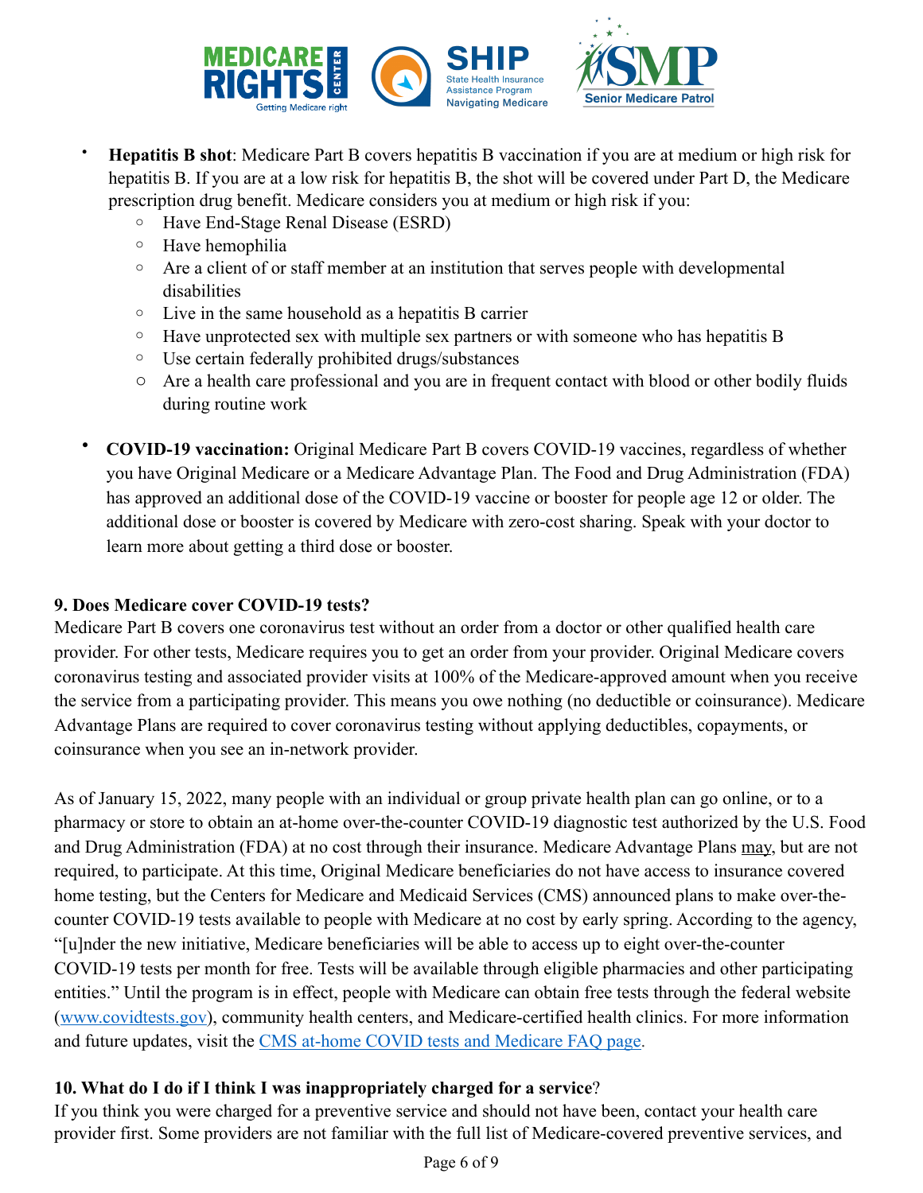- **Hepatitis B shot**: Medicare Part B covers hepatitis B vaccination if you are at medium or high risk for hepatitis B. If you are at a low risk for hepatitis B, the shot will be covered under Part D, the Medicare prescription drug benefit. Medicare considers you at medium or high risk if you:
    - Have End-Stage Renal Disease (ESRD)
    - Have hemophilia
    - Are a client of or staff member at an institution that serves people with developmental disabilities
    - Live in the same household as a hepatitis B carrier
    - Have unprotected sex with multiple sex partners or with someone who has hepatitis B
    - Use certain federally prohibited drugs/substances
    - Are a health care professional and you are in frequent contact with blood or other bodily fluids during routine work

- **COVID-19 vaccination:** Original Medicare Part B covers COVID-19 vaccines, regardless of whether you have Original Medicare or a Medicare Advantage Plan. The Food and Drug Administration (FDA) has approved an additional dose of the COVID-19 vaccine or booster for people age 12 or older. The additional dose or booster is covered by Medicare with zero-cost sharing. Speak with your doctor to learn more about getting a third dose or booster.

**9. Does Medicare cover COVID-19 tests?**

Medicare Part B covers one coronavirus test without an order from a doctor or other qualified health care provider. For other tests, Medicare requires you to get an order from your provider. Original Medicare covers coronavirus testing and associated provider visits at 100% of the Medicare-approved amount when you receive the service from a participating provider. This means you owe nothing (no deductible or coinsurance). Medicare Advantage Plans are required to cover coronavirus testing without applying deductibles, copayments, or coinsurance when you see an in-network provider.

As of January 15, 2022, many people with an individual or group private health plan can go online, or to a pharmacy or store to obtain an at-home over-the-counter COVID-19 diagnostic test authorized by the U.S. Food and Drug Administration (FDA) at no cost through their insurance. Medicare Advantage Plans may, but are not required, to participate. At this time, Original Medicare beneficiaries do not have access to insurance covered home testing, but the Centers for Medicare and Medicaid Services (CMS) announced plans to make over-the-counter COVID-19 tests available to people with Medicare at no cost by early spring. According to the agency, "[u]nder the new initiative, Medicare beneficiaries will be able to access up to eight over-the-counter COVID-19 tests per month for free. Tests will be available through eligible pharmacies and other participating entities." Until the program is in effect, people with Medicare can obtain free tests through the federal website (www.covidtests.gov), community health centers, and Medicare-certified health clinics. For more information and future updates, visit the CMS at-home COVID tests and Medicare FAQ page.

**10. What do I do if I think I was inappropriately charged for a service?**

If you think you were charged for a preventive service and should not have been, contact your health care provider first. Some providers are not familiar with the full list of Medicare-covered preventive services, and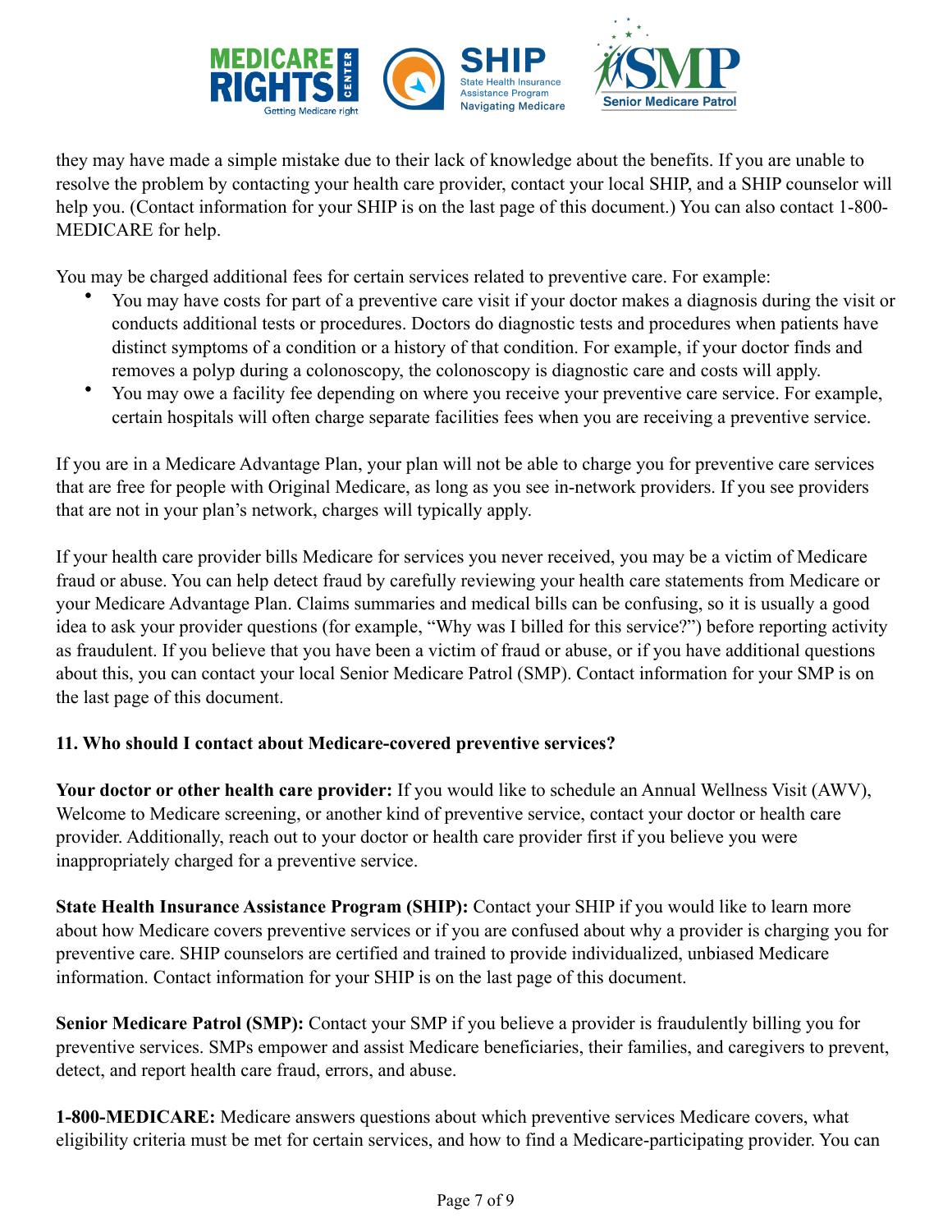they may have made a simple mistake due to their lack of knowledge about the benefits. If you are unable to resolve the problem by contacting your health care provider, contact your local SHIP, and a SHIP counselor will help you. (Contact information for your SHIP is on the last page of this document.) You can also contact 1-800-MEDICARE for help.

You may be charged additional fees for certain services related to preventive care. For example:

- You may have costs for part of a preventive care visit if your doctor makes a diagnosis during the visit or conducts additional tests or procedures. Doctors do diagnostic tests and procedures when patients have distinct symptoms of a condition or a history of that condition. For example, if your doctor finds and removes a polyp during a colonoscopy, the colonoscopy is diagnostic care and costs will apply.
- You may owe a facility fee depending on where you receive your preventive care service. For example, certain hospitals will often charge separate facilities fees when you are receiving a preventive service.

If you are in a Medicare Advantage Plan, your plan will not be able to charge you for preventive care services that are free for people with Original Medicare, as long as you see in-network providers. If you see providers that are not in your plan's network, charges will typically apply.

If your health care provider bills Medicare for services you never received, you may be a victim of Medicare fraud or abuse. You can help detect fraud by carefully reviewing your health care statements from Medicare or your Medicare Advantage Plan. Claims summaries and medical bills can be confusing, so it is usually a good idea to ask your provider questions (for example, "Why was I billed for this service?") before reporting activity as fraudulent. If you believe that you have been a victim of fraud or abuse, or if you have additional questions about this, you can contact your local Senior Medicare Patrol (SMP). Contact information for your SMP is on the last page of this document.

**11. Who should I contact about Medicare-covered preventive services?**

**Your doctor or other health care provider:** If you would like to schedule an Annual Wellness Visit (AWV), Welcome to Medicare screening, or another kind of preventive service, contact your doctor or health care provider. Additionally, reach out to your doctor or health care provider first if you believe you were inappropriately charged for a preventive service.

**State Health Insurance Assistance Program (SHIP):** Contact your SHIP if you would like to learn more about how Medicare covers preventive services or if you are confused about why a provider is charging you for preventive care. SHIP counselors are certified and trained to provide individualized, unbiased Medicare information. Contact information for your SHIP is on the last page of this document.

**Senior Medicare Patrol (SMP):** Contact your SMP if you believe a provider is fraudulently billing you for preventive services. SMPs empower and assist Medicare beneficiaries, their families, and caregivers to prevent, detect, and report health care fraud, errors, and abuse.

**1-800-MEDICARE:** Medicare answers questions about which preventive services Medicare covers, what eligibility criteria must be met for certain services, and how to find a Medicare-participating provider. You can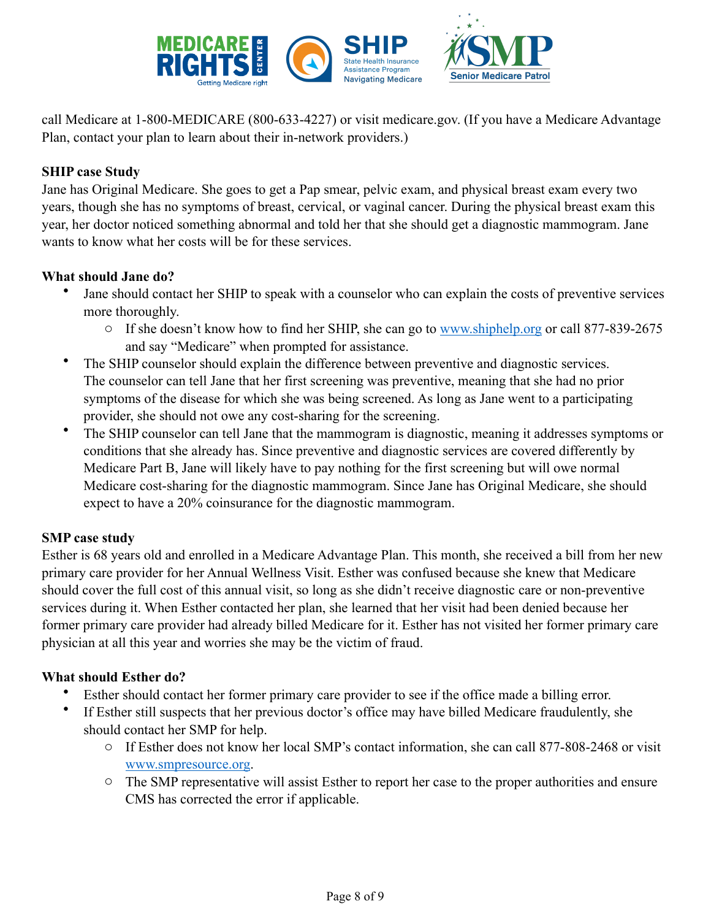call Medicare at 1-800-MEDICARE (800-633-4227) or visit medicare.gov. (If you have a Medicare Advantage Plan, contact your plan to learn about their in-network providers.)

**SHIP case Study**

Jane has Original Medicare. She goes to get a Pap smear, pelvic exam, and physical breast exam every two years, though she has no symptoms of breast, cervical, or vaginal cancer. During the physical breast exam this year, her doctor noticed something abnormal and told her that she should get a diagnostic mammogram. Jane wants to know what her costs will be for these services.

**What should Jane do?**

- Jane should contact her SHIP to speak with a counselor who can explain the costs of preventive services more thoroughly.
  - If she doesn't know how to find her SHIP, she can go to [www.shiphelp.org](www.shiphelp.org) or call 877-839-2675 and say "Medicare" when prompted for assistance.
- The SHIP counselor should explain the difference between preventive and diagnostic services. The counselor can tell Jane that her first screening was preventive, meaning that she had no prior symptoms of the disease for which she was being screened. As long as Jane went to a participating provider, she should not owe any cost-sharing for the screening.
- The SHIP counselor can tell Jane that the mammogram is diagnostic, meaning it addresses symptoms or conditions that she already has. Since preventive and diagnostic services are covered differently by Medicare Part B, Jane will likely have to pay nothing for the first screening but will owe normal Medicare cost-sharing for the diagnostic mammogram. Since Jane has Original Medicare, she should expect to have a 20% coinsurance for the diagnostic mammogram.

**SMP case study**

Esther is 68 years old and enrolled in a Medicare Advantage Plan. This month, she received a bill from her new primary care provider for her Annual Wellness Visit. Esther was confused because she knew that Medicare should cover the full cost of this annual visit, so long as she didn't receive diagnostic care or non-preventive services during it. When Esther contacted her plan, she learned that her visit had been denied because her former primary care provider had already billed Medicare for it. Esther has not visited her former primary care physician at all this year and worries she may be the victim of fraud.

**What should Esther do?**

- Esther should contact her former primary care provider to see if the office made a billing error.
- If Esther still suspects that her previous doctor's office may have billed Medicare fraudulently, she should contact her SMP for help.
  - If Esther does not know her local SMP's contact information, she can call 877-808-2468 or visit [www.smpresource.org](www.smpresource.org).
  - The SMP representative will assist Esther to report her case to the proper authorities and ensure CMS has corrected the error if applicable.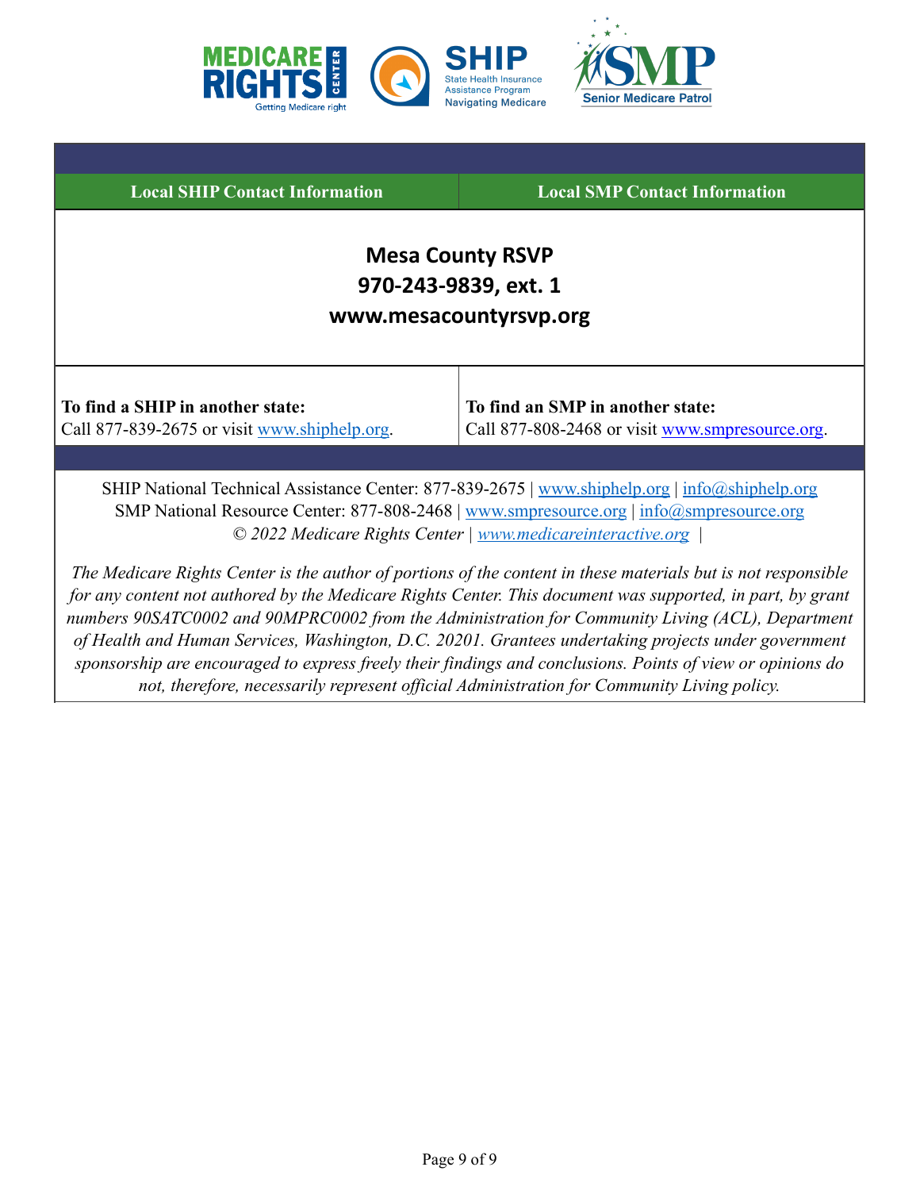| Local SHIP Contact Information | Local SMP Contact Information |
| --- | --- |
| **Mesa County RSVP**<br>**970-243-9839, ext. 1**<br>**www.mesacountyrsvp.org** | |
| **To find a SHIP in another state:**<br>Call 877-839-2675 or visit www.shiphelp.org. | **To find an SMP in another state:**<br>Call 877-808-2468 or visit www.smpresource.org. |

SHIP National Technical Assistance Center: 877-839-2675 | www.shiphelp.org | info@shiphelp.org
SMP National Resource Center: 877-808-2468 | www.smpresource.org | info@smpresource.org
*© 2022 Medicare Rights Center | www.medicareinteractive.org* |

*The Medicare Rights Center is the author of portions of the content in these materials but is not responsible for any content not authored by the Medicare Rights Center. This document was supported, in part, by grant numbers 90SATC0002 and 90MPRC0002 from the Administration for Community Living (ACL), Department of Health and Human Services, Washington, D.C. 20201. Grantees undertaking projects under government sponsorship are encouraged to express freely their findings and conclusions. Points of view or opinions do not, therefore, necessarily represent official Administration for Community Living policy.*